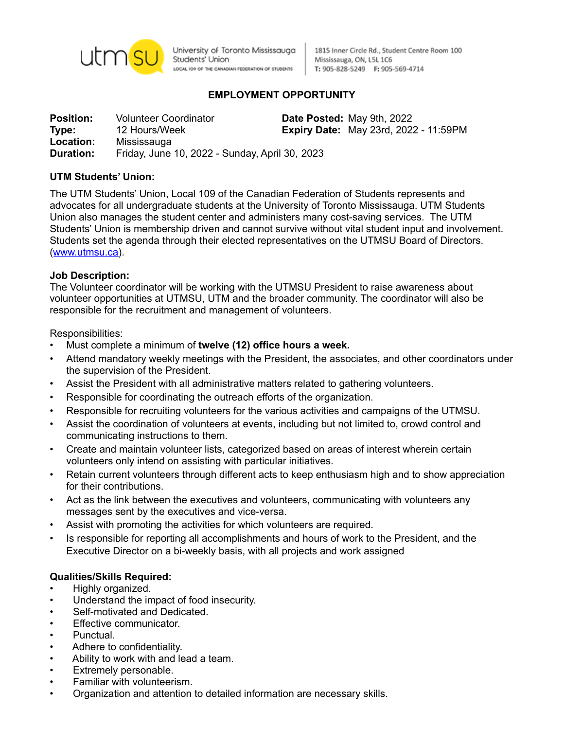utmsu University of Toronto Mississauga Students' Union
LOCAL 109 OF THE CANADIAN FEDERATION OF STUDENTS

1815 Inner Circle Rd., Student Centre Room 100
Mississauga, ON, L5L 1C6
T: 905-828-5249 F: 905-569-4714

## EMPLOYMENT OPPORTUNITY

**Position:** Volunteer Coordinator
**Type:** 12 Hours/Week
**Location:** Mississauga
**Duration:** Friday, June 10, 2022 - Sunday, April 30, 2023

**Date Posted:** May 9th, 2022
**Expiry Date:** May 23rd, 2022 - 11:59PM

### UTM Students' Union:

The UTM Students' Union, Local 109 of the Canadian Federation of Students represents and advocates for all undergraduate students at the University of Toronto Mississauga. UTM Students Union also manages the student center and administers many cost-saving services. The UTM Students' Union is membership driven and cannot survive without vital student input and involvement. Students set the agenda through their elected representatives on the UTMSU Board of Directors. (www.utmsu.ca).

### Job Description:

The Volunteer coordinator will be working with the UTMSU President to raise awareness about volunteer opportunities at UTMSU, UTM and the broader community. The coordinator will also be responsible for the recruitment and management of volunteers.

Responsibilities:

- Must complete a minimum of **twelve (12) office hours a week.**
- Attend mandatory weekly meetings with the President, the associates, and other coordinators under the supervision of the President.
- Assist the President with all administrative matters related to gathering volunteers.
- Responsible for coordinating the outreach efforts of the organization.
- Responsible for recruiting volunteers for the various activities and campaigns of the UTMSU.
- Assist the coordination of volunteers at events, including but not limited to, crowd control and communicating instructions to them.
- Create and maintain volunteer lists, categorized based on areas of interest wherein certain volunteers only intend on assisting with particular initiatives.
- Retain current volunteers through different acts to keep enthusiasm high and to show appreciation for their contributions.
- Act as the link between the executives and volunteers, communicating with volunteers any messages sent by the executives and vice-versa.
- Assist with promoting the activities for which volunteers are required.
- Is responsible for reporting all accomplishments and hours of work to the President, and the Executive Director on a bi-weekly basis, with all projects and work assigned

### Qualities/Skills Required:

- Highly organized.
- Understand the impact of food insecurity.
- Self-motivated and Dedicated.
- Effective communicator.
- Punctual.
- Adhere to confidentiality.
- Ability to work with and lead a team.
- Extremely personable.
- Familiar with volunteerism.
- Organization and attention to detailed information are necessary skills.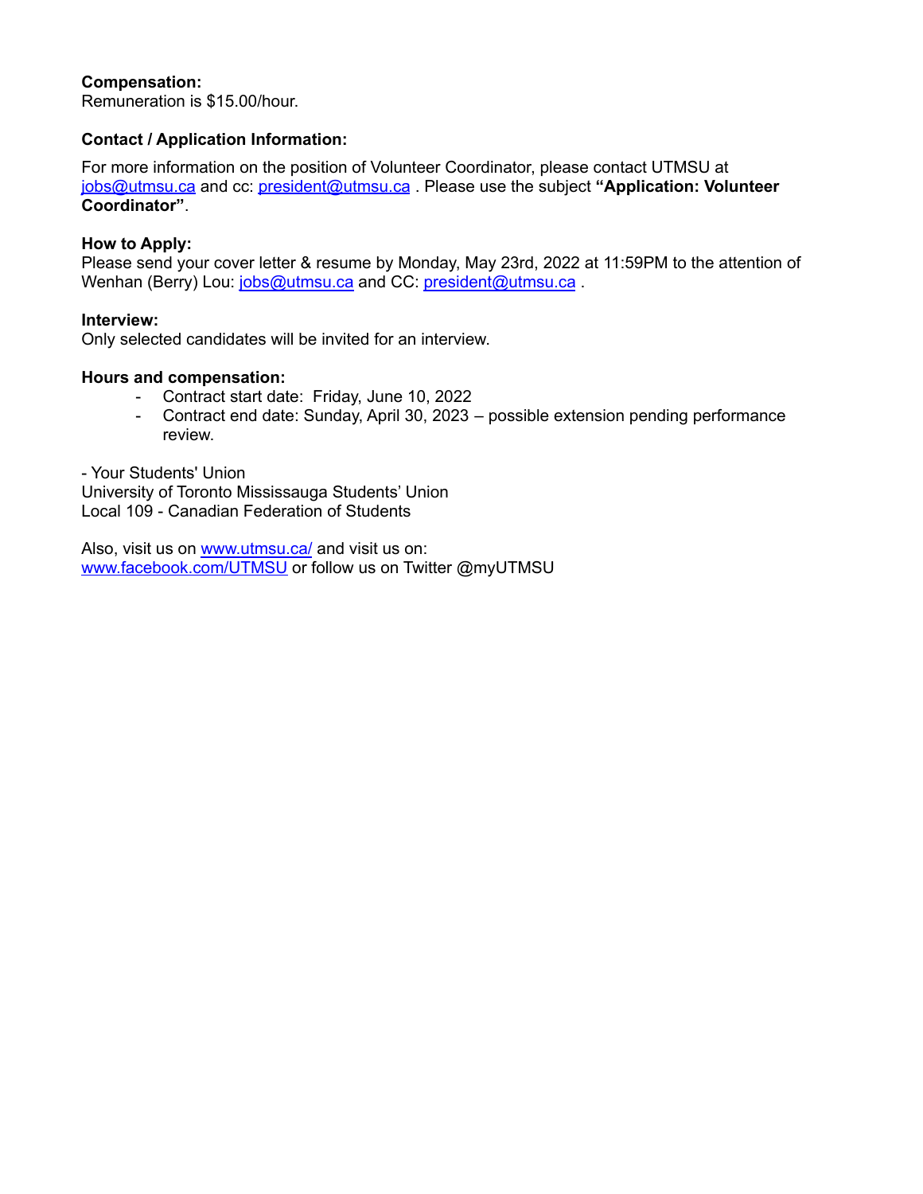**Compensation:**
Remuneration is $15.00/hour.

**Contact / Application Information:**

For more information on the position of Volunteer Coordinator, please contact UTMSU at jobs@utmsu.ca and cc: president@utmsu.ca . Please use the subject **"Application: Volunteer Coordinator"**.

**How to Apply:**
Please send your cover letter & resume by Monday, May 23rd, 2022 at 11:59PM to the attention of Wenhan (Berry) Lou: jobs@utmsu.ca and CC: president@utmsu.ca .

**Interview:**
Only selected candidates will be invited for an interview.

**Hours and compensation:**

- Contract start date: Friday, June 10, 2022
- Contract end date: Sunday, April 30, 2023 – possible extension pending performance review.

\- Your Students' Union
University of Toronto Mississauga Students' Union
Local 109 - Canadian Federation of Students

Also, visit us on www.utmsu.ca/ and visit us on:
www.facebook.com/UTMSU or follow us on Twitter @myUTMSU